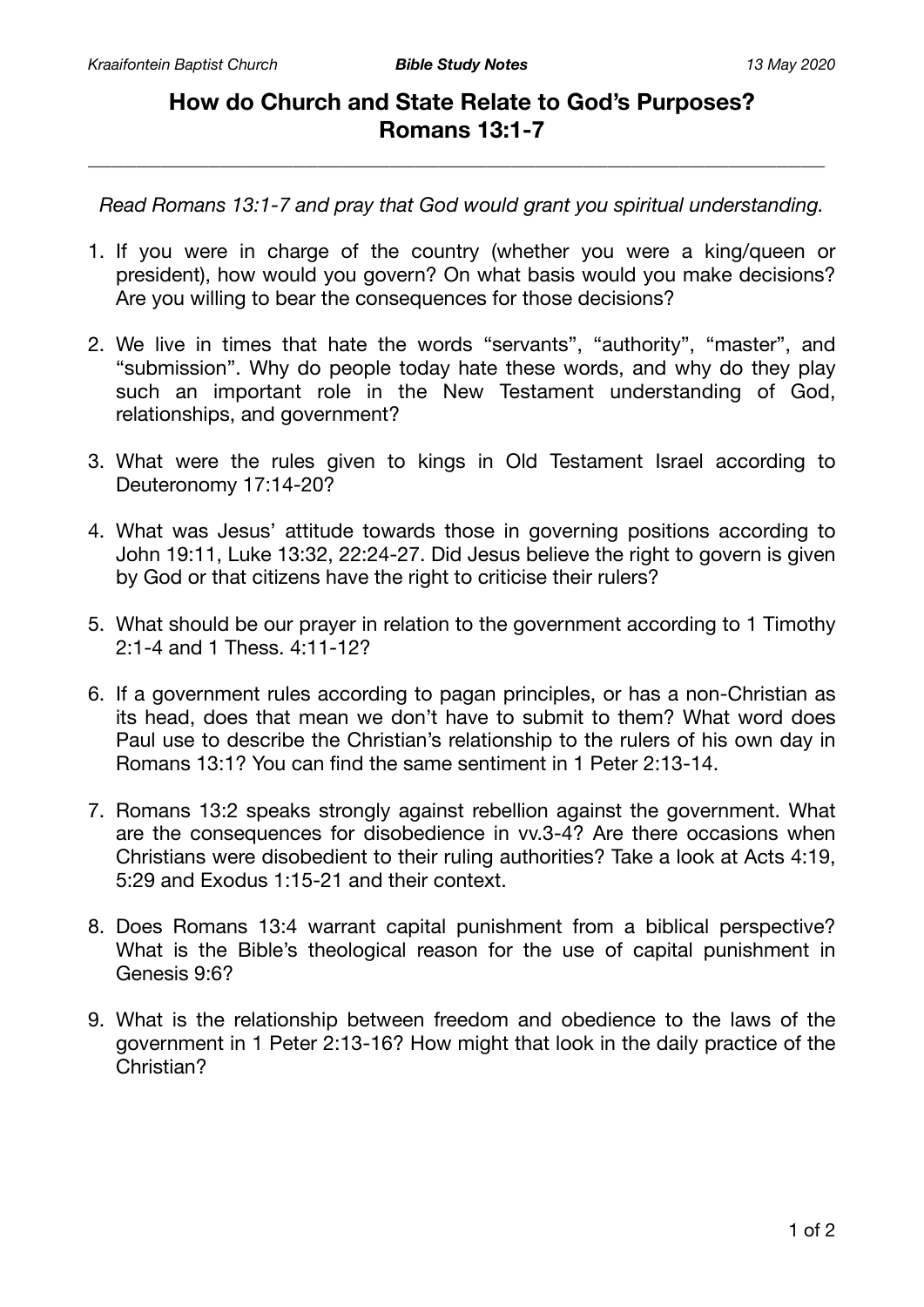# How do Church and State Relate to God's Purposes? Romans 13:1-7

*Read Romans 13:1-7 and pray that God would grant you spiritual understanding.*

1. If you were in charge of the country (whether you were a king/queen or president), how would you govern? On what basis would you make decisions? Are you willing to bear the consequences for those decisions?

2. We live in times that hate the words "servants", "authority", "master", and "submission". Why do people today hate these words, and why do they play such an important role in the New Testament understanding of God, relationships, and government?

3. What were the rules given to kings in Old Testament Israel according to Deuteronomy 17:14-20?

4. What was Jesus' attitude towards those in governing positions according to John 19:11, Luke 13:32, 22:24-27. Did Jesus believe the right to govern is given by God or that citizens have the right to criticise their rulers?

5. What should be our prayer in relation to the government according to 1 Timothy 2:1-4 and 1 Thess. 4:11-12?

6. If a government rules according to pagan principles, or has a non-Christian as its head, does that mean we don't have to submit to them? What word does Paul use to describe the Christian's relationship to the rulers of his own day in Romans 13:1? You can find the same sentiment in 1 Peter 2:13-14.

7. Romans 13:2 speaks strongly against rebellion against the government. What are the consequences for disobedience in vv.3-4? Are there occasions when Christians were disobedient to their ruling authorities? Take a look at Acts 4:19, 5:29 and Exodus 1:15-21 and their context.

8. Does Romans 13:4 warrant capital punishment from a biblical perspective? What is the Bible's theological reason for the use of capital punishment in Genesis 9:6?

9. What is the relationship between freedom and obedience to the laws of the government in 1 Peter 2:13-16? How might that look in the daily practice of the Christian?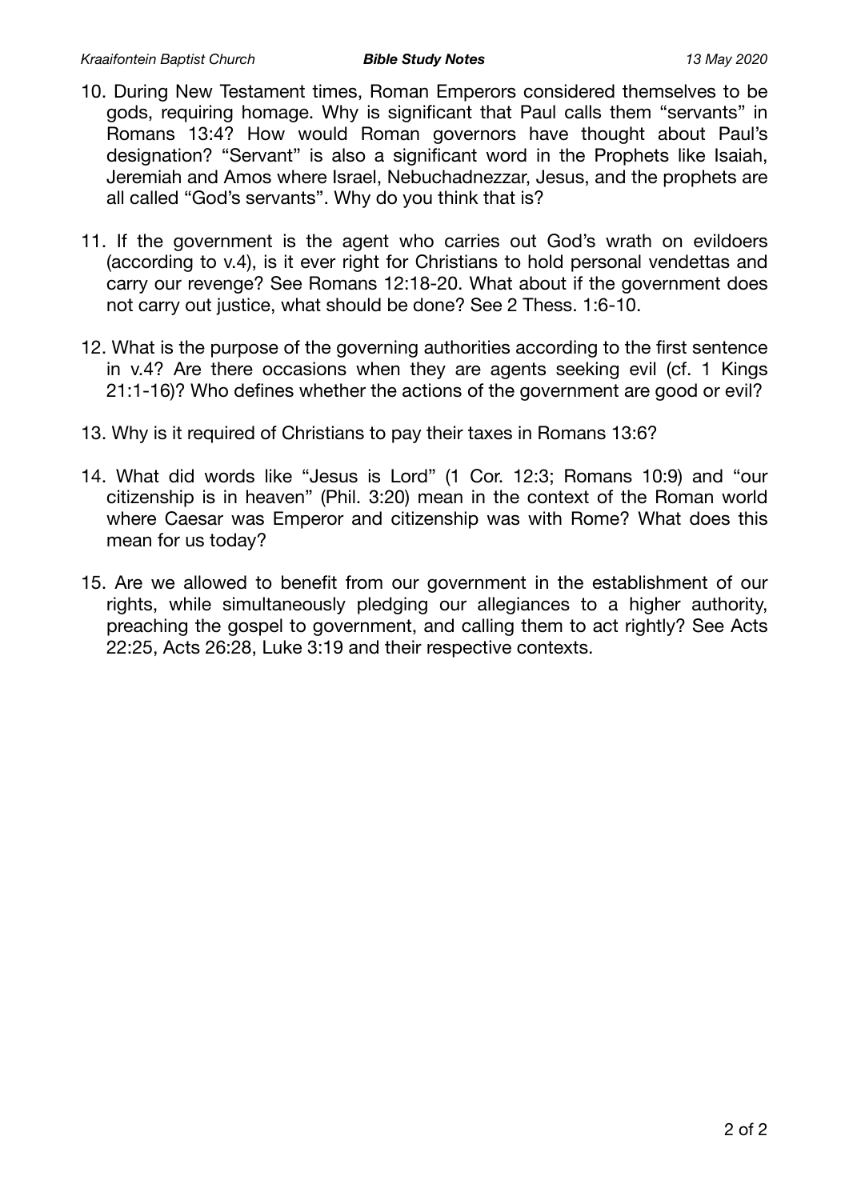10. During New Testament times, Roman Emperors considered themselves to be gods, requiring homage. Why is significant that Paul calls them "servants" in Romans 13:4? How would Roman governors have thought about Paul's designation? "Servant" is also a significant word in the Prophets like Isaiah, Jeremiah and Amos where Israel, Nebuchadnezzar, Jesus, and the prophets are all called "God's servants". Why do you think that is?

11. If the government is the agent who carries out God's wrath on evildoers (according to v.4), is it ever right for Christians to hold personal vendettas and carry our revenge? See Romans 12:18-20. What about if the government does not carry out justice, what should be done? See 2 Thess. 1:6-10.

12. What is the purpose of the governing authorities according to the first sentence in v.4? Are there occasions when they are agents seeking evil (cf. 1 Kings 21:1-16)? Who defines whether the actions of the government are good or evil?

13. Why is it required of Christians to pay their taxes in Romans 13:6?

14. What did words like "Jesus is Lord" (1 Cor. 12:3; Romans 10:9) and "our citizenship is in heaven" (Phil. 3:20) mean in the context of the Roman world where Caesar was Emperor and citizenship was with Rome? What does this mean for us today?

15. Are we allowed to benefit from our government in the establishment of our rights, while simultaneously pledging our allegiances to a higher authority, preaching the gospel to government, and calling them to act rightly? See Acts 22:25, Acts 26:28, Luke 3:19 and their respective contexts.